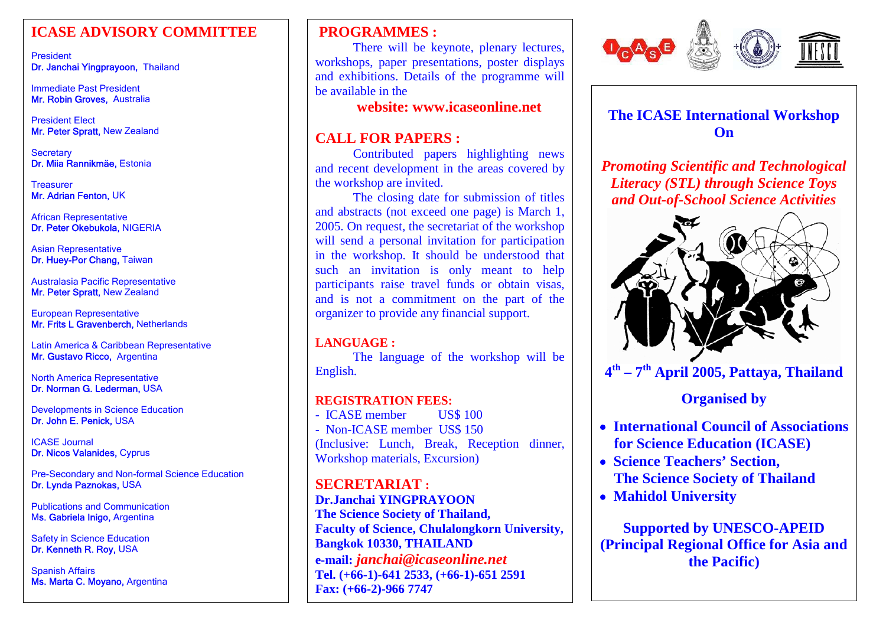## ICASE ADVISORY COMMITTEE

President
**Dr. Janchai Yingprayoon,** Thailand

Immediate Past President
**Mr. Robin Groves,** Australia

President Elect
**Mr. Peter Spratt,** New Zealand

Secretary
**Dr. Miia Rannikmäe,** Estonia

Treasurer
**Mr. Adrian Fenton,** UK

African Representative
**Dr. Peter Okebukola,** NIGERIA

Asian Representative
**Dr. Huey-Por Chang,** Taiwan

Australasia Pacific Representative
**Mr. Peter Spratt,** New Zealand

European Representative
**Mr. Frits L Gravenberch,** Netherlands

Latin America & Caribbean Representative
**Mr. Gustavo Ricco,** Argentina

North America Representative
**Dr. Norman G. Lederman,** USA

Developments in Science Education
**Dr. John E. Penick,** USA

ICASE Journal
**Dr. Nicos Valanides,** Cyprus

Pre-Secondary and Non-formal Science Education
**Dr. Lynda Paznokas,** USA

Publications and Communication
**Ms. Gabriela Inigo,** Argentina

Safety in Science Education
**Dr. Kenneth R. Roy,** USA

Spanish Affairs
**Ms. Marta C. Moyano,** Argentina

## PROGRAMMES :

There will be keynote, plenary lectures, workshops, paper presentations, poster displays and exhibitions. Details of the programme will be available in the

**website: www.icaseonline.net**

## CALL FOR PAPERS :

Contributed papers highlighting news and recent development in the areas covered by the workshop are invited.

The closing date for submission of titles and abstracts (not exceed one page) is March 1, 2005. On request, the secretariat of the workshop will send a personal invitation for participation in the workshop. It should be understood that such an invitation is only meant to help participants raise travel funds or obtain visas, and is not a commitment on the part of the organizer to provide any financial support.

### LANGUAGE :

The language of the workshop will be English.

### REGISTRATION FEES:

- ICASE member US$ 100
- Non-ICASE member US$ 150

(Inclusive: Lunch, Break, Reception dinner, Workshop materials, Excursion)

## SECRETARIAT :

**Dr.Janchai YINGPRAYOON**
**The Science Society of Thailand,**
**Faculty of Science, Chulalongkorn University,**
**Bangkok 10330, THAILAND**
**e-mail:** ***janchai@icaseonline.net***
**Tel. (+66-1)-641 2533, (+66-1)-651 2591**
**Fax: (+66-2)-966 7747**

# The ICASE International Workshop On

## *Promoting Scientific and Technological Literacy (STL) through Science Toys and Out-of-School Science Activities*

**4th – 7th April 2005, Pattaya, Thailand**

**Organised by**

- **International Council of Associations for Science Education (ICASE)**
- **Science Teachers' Section, The Science Society of Thailand**
- **Mahidol University**

**Supported by UNESCO-APEID (Principal Regional Office for Asia and the Pacific)**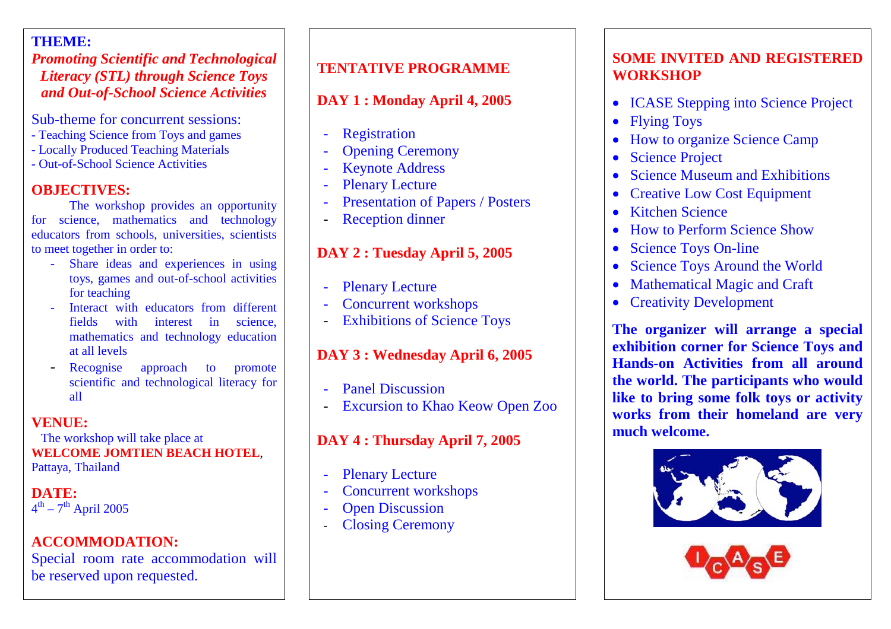## THEME:

***Promoting Scientific and Technological Literacy (STL) through Science Toys and Out-of-School Science Activities***

Sub-theme for concurrent sessions:
- Teaching Science from Toys and games
- Locally Produced Teaching Materials
- Out-of-School Science Activities

## OBJECTIVES:

The workshop provides an opportunity for science, mathematics and technology educators from schools, universities, scientists to meet together in order to:

- Share ideas and experiences in using toys, games and out-of-school activities for teaching
- Interact with educators from different fields with interest in science, mathematics and technology education at all levels
- Recognise approach to promote scientific and technological literacy for all

## VENUE:

The workshop will take place at **WELCOME JOMTIEN BEACH HOTEL**, Pattaya, Thailand

## DATE:

4th – 7th April 2005

## ACCOMMODATION:

Special room rate accommodation will be reserved upon requested.

## TENTATIVE PROGRAMME

### DAY 1 : Monday April 4, 2005

- Registration
- Opening Ceremony
- Keynote Address
- Plenary Lecture
- Presentation of Papers / Posters
- Reception dinner

### DAY 2 : Tuesday April 5, 2005

- Plenary Lecture
- Concurrent workshops
- Exhibitions of Science Toys

### DAY 3 : Wednesday April 6, 2005

- Panel Discussion
- Excursion to Khao Keow Open Zoo

### DAY 4 : Thursday April 7, 2005

- Plenary Lecture
- Concurrent workshops
- Open Discussion
- Closing Ceremony

## SOME INVITED AND REGISTERED WORKSHOP

- ICASE Stepping into Science Project
- Flying Toys
- How to organize Science Camp
- Science Project
- Science Museum and Exhibitions
- Creative Low Cost Equipment
- Kitchen Science
- How to Perform Science Show
- Science Toys On-line
- Science Toys Around the World
- Mathematical Magic and Craft
- Creativity Development

**The organizer will arrange a special exhibition corner for Science Toys and Hands-on Activities from all around the world. The participants who would like to bring some folk toys or activity works from their homeland are very much welcome.**

ICASE